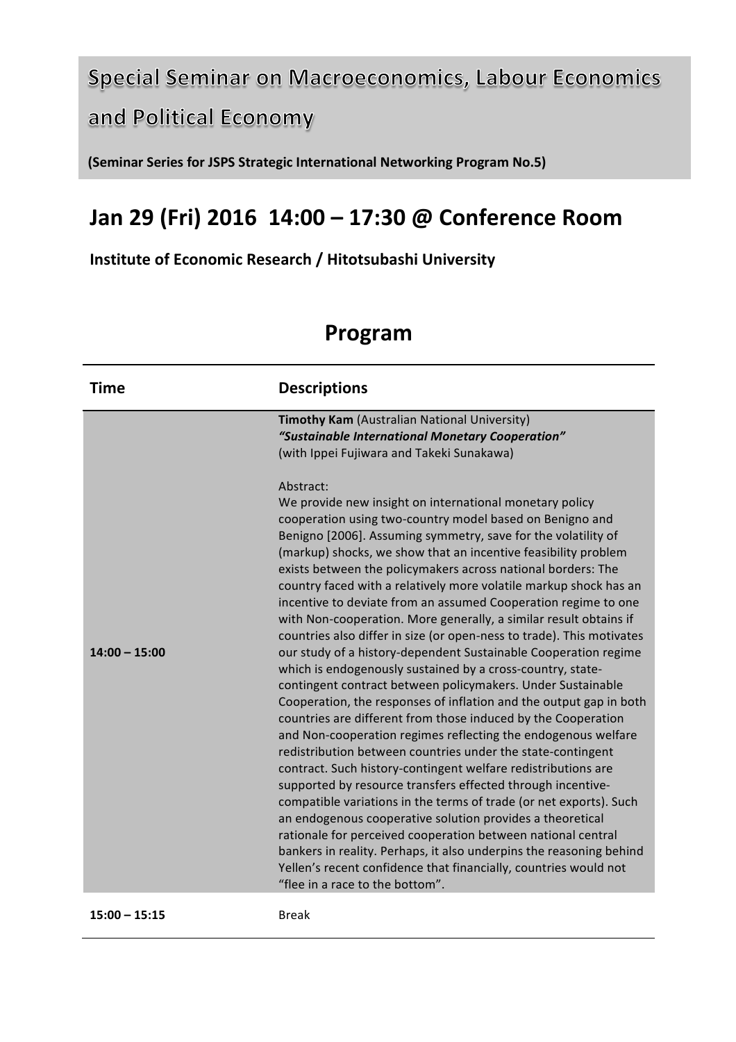# Special Seminar on Macroeconomics, Labour Economics and Political Economy

**(Seminar Series for JSPS Strategic International Networking Program No.5)**

## Jan 29 (Fri) 2016 14:00 – 17:30 @ Conference Room

**Institute of Economic Research / Hitotsubashi University**

## Program

| Time | Descriptions |
|---|---|
| **14:00 – 15:00** | **Timothy Kam** (Australian National University)<br>***"Sustainable International Monetary Cooperation"***<br>(with Ippei Fujiwara and Takeki Sunakawa)<br><br>Abstract:<br>We provide new insight on international monetary policy cooperation using two-country model based on Benigno and Benigno [2006]. Assuming symmetry, save for the volatility of (markup) shocks, we show that an incentive feasibility problem exists between the policymakers across national borders: The country faced with a relatively more volatile markup shock has an incentive to deviate from an assumed Cooperation regime to one with Non-cooperation. More generally, a similar result obtains if countries also differ in size (or open-ness to trade). This motivates our study of a history-dependent Sustainable Cooperation regime which is endogenously sustained by a cross-country, state-contingent contract between policymakers. Under Sustainable Cooperation, the responses of inflation and the output gap in both countries are different from those induced by the Cooperation and Non-cooperation regimes reflecting the endogenous welfare redistribution between countries under the state-contingent contract. Such history-contingent welfare redistributions are supported by resource transfers effected through incentive-compatible variations in the terms of trade (or net exports). Such an endogenous cooperative solution provides a theoretical rationale for perceived cooperation between national central bankers in reality. Perhaps, it also underpins the reasoning behind Yellen's recent confidence that financially, countries would not "flee in a race to the bottom". |
| **15:00 – 15:15** | Break |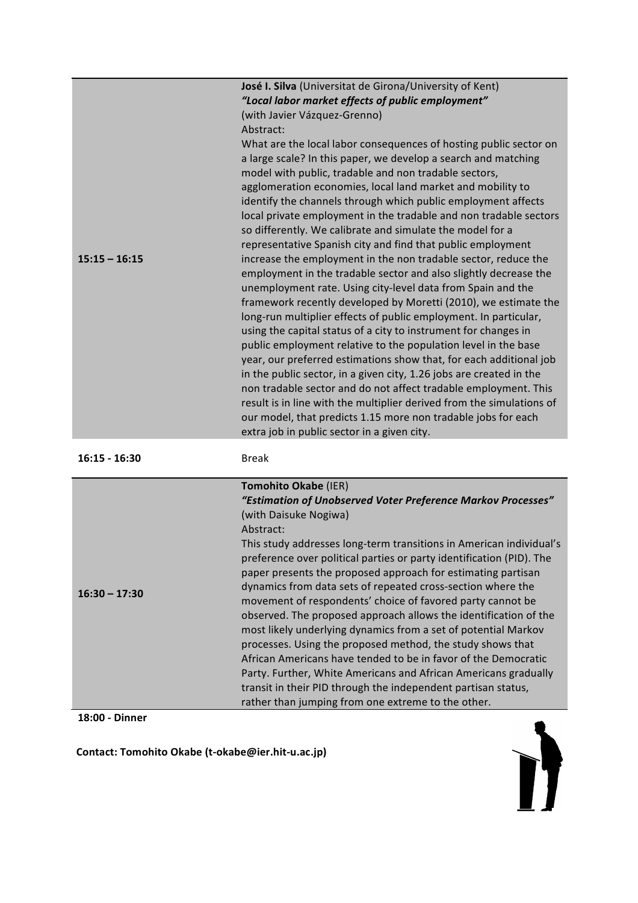| | |
|---|---|
| **15:15 – 16:15** | **José I. Silva** (Universitat de Girona/University of Kent)<br>***"Local labor market effects of public employment"***<br>(with Javier Vázquez-Grenno)<br>Abstract:<br>What are the local labor consequences of hosting public sector on a large scale? In this paper, we develop a search and matching model with public, tradable and non tradable sectors, agglomeration economies, local land market and mobility to identify the channels through which public employment affects local private employment in the tradable and non tradable sectors so differently. We calibrate and simulate the model for a representative Spanish city and find that public employment increase the employment in the non tradable sector, reduce the employment in the tradable sector and also slightly decrease the unemployment rate. Using city-level data from Spain and the framework recently developed by Moretti (2010), we estimate the long-run multiplier effects of public employment. In particular, using the capital status of a city to instrument for changes in public employment relative to the population level in the base year, our preferred estimations show that, for each additional job in the public sector, in a given city, 1.26 jobs are created in the non tradable sector and do not affect tradable employment. This result is in line with the multiplier derived from the simulations of our model, that predicts 1.15 more non tradable jobs for each extra job in public sector in a given city. |
| **16:15 - 16:30** | Break |
| **16:30 – 17:30** | **Tomohito Okabe** (IER)<br>***"Estimation of Unobserved Voter Preference Markov Processes"***<br>(with Daisuke Nogiwa)<br>Abstract:<br>This study addresses long-term transitions in American individual's preference over political parties or party identification (PID). The paper presents the proposed approach for estimating partisan dynamics from data sets of repeated cross-section where the movement of respondents' choice of favored party cannot be observed. The proposed approach allows the identification of the most likely underlying dynamics from a set of potential Markov processes. Using the proposed method, the study shows that African Americans have tended to be in favor of the Democratic Party. Further, White Americans and African Americans gradually transit in their PID through the independent partisan status, rather than jumping from one extreme to the other. |

**18:00 - Dinner**

**Contact: Tomohito Okabe (t-okabe@ier.hit-u.ac.jp)**